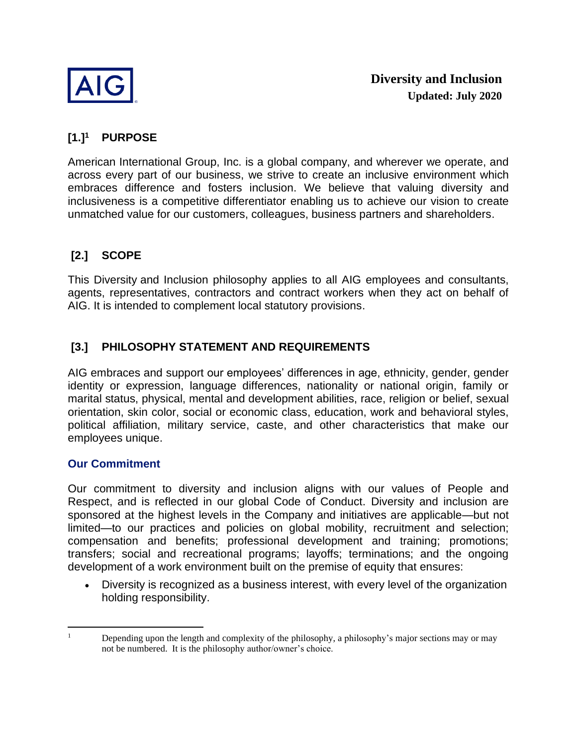# Diversity and Inclusion

**Updated: July 2020**

## [1.][1] PURPOSE

American International Group, Inc. is a global company, and wherever we operate, and across every part of our business, we strive to create an inclusive environment which embraces difference and fosters inclusion. We believe that valuing diversity and inclusiveness is a competitive differentiator enabling us to achieve our vision to create unmatched value for our customers, colleagues, business partners and shareholders.

## [2.] SCOPE

This Diversity and Inclusion philosophy applies to all AIG employees and consultants, agents, representatives, contractors and contract workers when they act on behalf of AIG. It is intended to complement local statutory provisions.

## [3.] PHILOSOPHY STATEMENT AND REQUIREMENTS

AIG embraces and support our employees' differences in age, ethnicity, gender, gender identity or expression, language differences, nationality or national origin, family or marital status, physical, mental and development abilities, race, religion or belief, sexual orientation, skin color, social or economic class, education, work and behavioral styles, political affiliation, military service, caste, and other characteristics that make our employees unique.

### Our Commitment

Our commitment to diversity and inclusion aligns with our values of People and Respect, and is reflected in our global Code of Conduct. Diversity and inclusion are sponsored at the highest levels in the Company and initiatives are applicable—but not limited—to our practices and policies on global mobility, recruitment and selection; compensation and benefits; professional development and training; promotions; transfers; social and recreational programs; layoffs; terminations; and the ongoing development of a work environment built on the premise of equity that ensures:

- Diversity is recognized as a business interest, with every level of the organization holding responsibility.

---

[1] Depending upon the length and complexity of the philosophy, a philosophy's major sections may or may not be numbered. It is the philosophy author/owner's choice.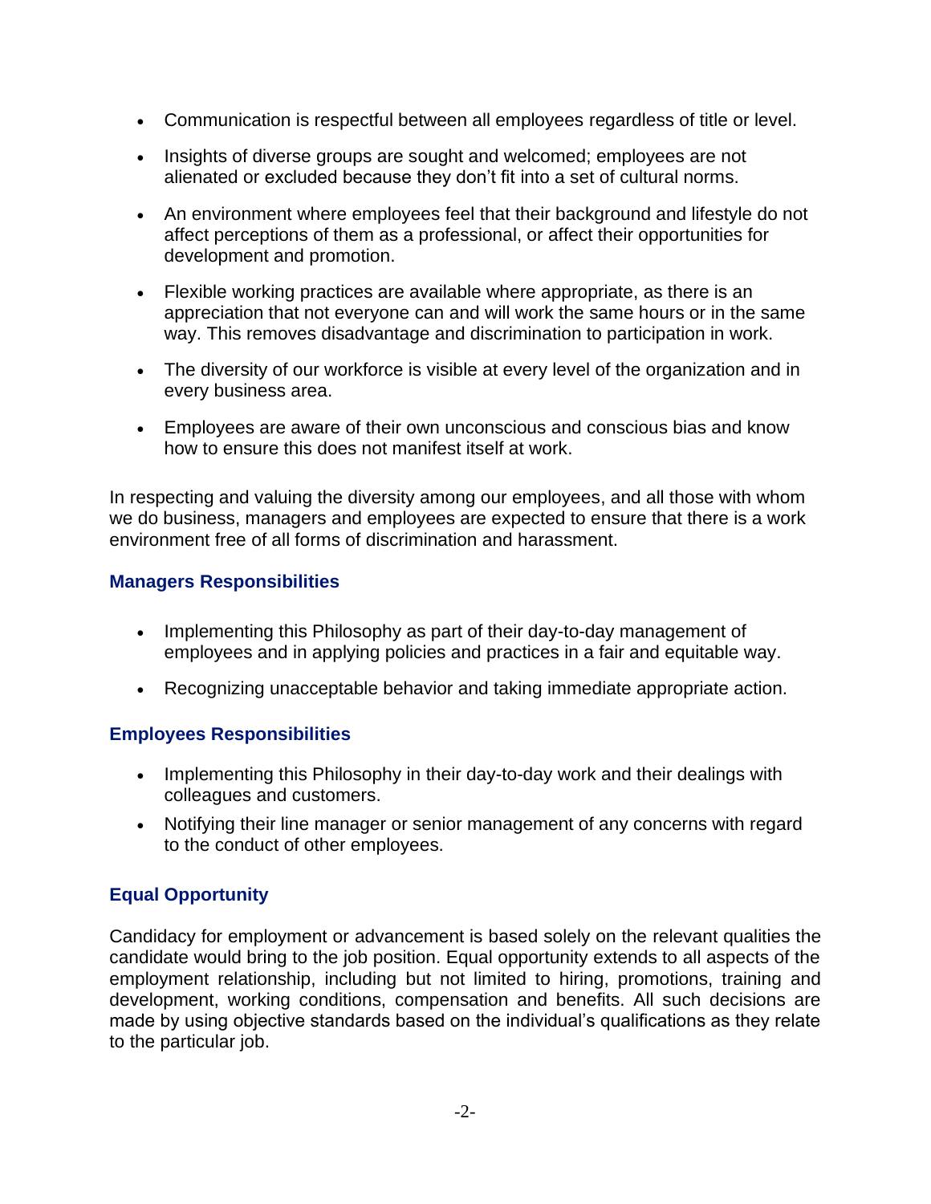- Communication is respectful between all employees regardless of title or level.
- Insights of diverse groups are sought and welcomed; employees are not alienated or excluded because they don't fit into a set of cultural norms.
- An environment where employees feel that their background and lifestyle do not affect perceptions of them as a professional, or affect their opportunities for development and promotion.
- Flexible working practices are available where appropriate, as there is an appreciation that not everyone can and will work the same hours or in the same way. This removes disadvantage and discrimination to participation in work.
- The diversity of our workforce is visible at every level of the organization and in every business area.
- Employees are aware of their own unconscious and conscious bias and know how to ensure this does not manifest itself at work.

In respecting and valuing the diversity among our employees, and all those with whom we do business, managers and employees are expected to ensure that there is a work environment free of all forms of discrimination and harassment.

### Managers Responsibilities

- Implementing this Philosophy as part of their day-to-day management of employees and in applying policies and practices in a fair and equitable way.
- Recognizing unacceptable behavior and taking immediate appropriate action.

### Employees Responsibilities

- Implementing this Philosophy in their day-to-day work and their dealings with colleagues and customers.
- Notifying their line manager or senior management of any concerns with regard to the conduct of other employees.

### Equal Opportunity

Candidacy for employment or advancement is based solely on the relevant qualities the candidate would bring to the job position. Equal opportunity extends to all aspects of the employment relationship, including but not limited to hiring, promotions, training and development, working conditions, compensation and benefits. All such decisions are made by using objective standards based on the individual's qualifications as they relate to the particular job.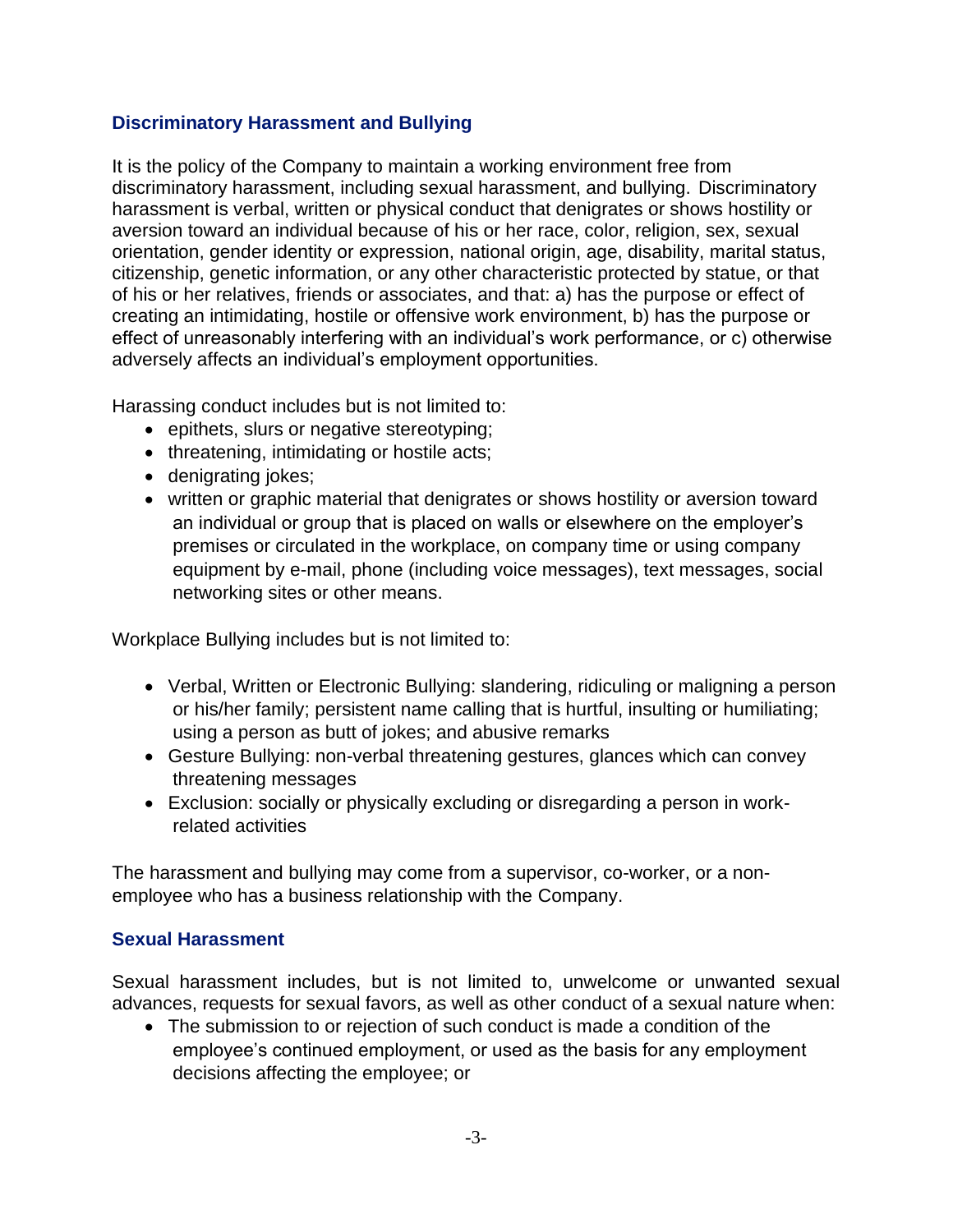## Discriminatory Harassment and Bullying

It is the policy of the Company to maintain a working environment free from discriminatory harassment, including sexual harassment, and bullying. Discriminatory harassment is verbal, written or physical conduct that denigrates or shows hostility or aversion toward an individual because of his or her race, color, religion, sex, sexual orientation, gender identity or expression, national origin, age, disability, marital status, citizenship, genetic information, or any other characteristic protected by statue, or that of his or her relatives, friends or associates, and that: a) has the purpose or effect of creating an intimidating, hostile or offensive work environment, b) has the purpose or effect of unreasonably interfering with an individual's work performance, or c) otherwise adversely affects an individual's employment opportunities.

Harassing conduct includes but is not limited to:

- epithets, slurs or negative stereotyping;
- threatening, intimidating or hostile acts;
- denigrating jokes;
- written or graphic material that denigrates or shows hostility or aversion toward an individual or group that is placed on walls or elsewhere on the employer's premises or circulated in the workplace, on company time or using company equipment by e-mail, phone (including voice messages), text messages, social networking sites or other means.

Workplace Bullying includes but is not limited to:

- Verbal, Written or Electronic Bullying: slandering, ridiculing or maligning a person or his/her family; persistent name calling that is hurtful, insulting or humiliating; using a person as butt of jokes; and abusive remarks
- Gesture Bullying: non-verbal threatening gestures, glances which can convey threatening messages
- Exclusion: socially or physically excluding or disregarding a person in work-related activities

The harassment and bullying may come from a supervisor, co-worker, or a non-employee who has a business relationship with the Company.

## Sexual Harassment

Sexual harassment includes, but is not limited to, unwelcome or unwanted sexual advances, requests for sexual favors, as well as other conduct of a sexual nature when:

- The submission to or rejection of such conduct is made a condition of the employee's continued employment, or used as the basis for any employment decisions affecting the employee; or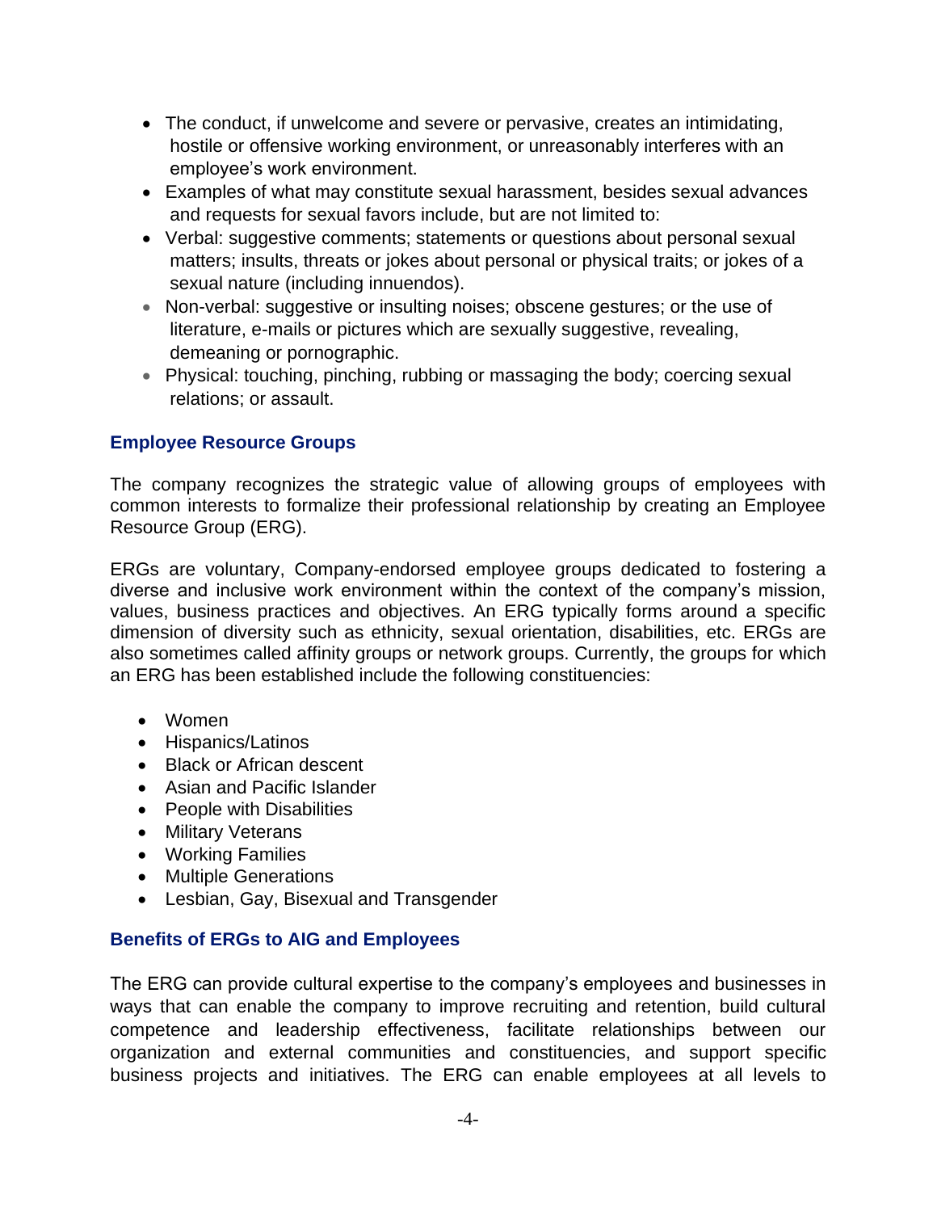- The conduct, if unwelcome and severe or pervasive, creates an intimidating, hostile or offensive working environment, or unreasonably interferes with an employee's work environment.
- Examples of what may constitute sexual harassment, besides sexual advances and requests for sexual favors include, but are not limited to:
- Verbal: suggestive comments; statements or questions about personal sexual matters; insults, threats or jokes about personal or physical traits; or jokes of a sexual nature (including innuendos).
- Non-verbal: suggestive or insulting noises; obscene gestures; or the use of literature, e-mails or pictures which are sexually suggestive, revealing, demeaning or pornographic.
- Physical: touching, pinching, rubbing or massaging the body; coercing sexual relations; or assault.

### Employee Resource Groups

The company recognizes the strategic value of allowing groups of employees with common interests to formalize their professional relationship by creating an Employee Resource Group (ERG).

ERGs are voluntary, Company-endorsed employee groups dedicated to fostering a diverse and inclusive work environment within the context of the company's mission, values, business practices and objectives. An ERG typically forms around a specific dimension of diversity such as ethnicity, sexual orientation, disabilities, etc. ERGs are also sometimes called affinity groups or network groups. Currently, the groups for which an ERG has been established include the following constituencies:

- Women
- Hispanics/Latinos
- Black or African descent
- Asian and Pacific Islander
- People with Disabilities
- Military Veterans
- Working Families
- Multiple Generations
- Lesbian, Gay, Bisexual and Transgender

### Benefits of ERGs to AIG and Employees

The ERG can provide cultural expertise to the company's employees and businesses in ways that can enable the company to improve recruiting and retention, build cultural competence and leadership effectiveness, facilitate relationships between our organization and external communities and constituencies, and support specific business projects and initiatives. The ERG can enable employees at all levels to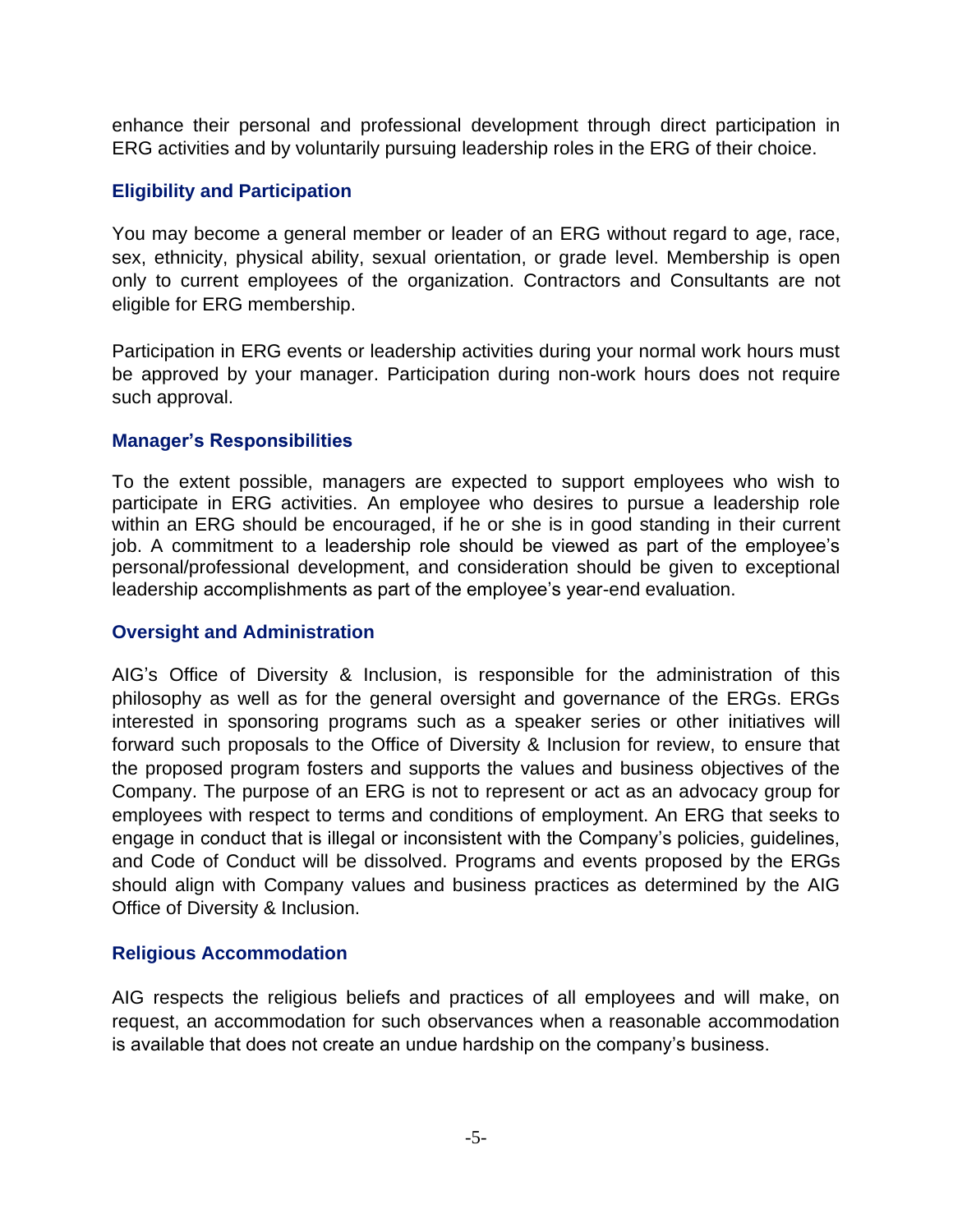enhance their personal and professional development through direct participation in ERG activities and by voluntarily pursuing leadership roles in the ERG of their choice.

### Eligibility and Participation

You may become a general member or leader of an ERG without regard to age, race, sex, ethnicity, physical ability, sexual orientation, or grade level. Membership is open only to current employees of the organization. Contractors and Consultants are not eligible for ERG membership.

Participation in ERG events or leadership activities during your normal work hours must be approved by your manager. Participation during non-work hours does not require such approval.

### Manager's Responsibilities

To the extent possible, managers are expected to support employees who wish to participate in ERG activities. An employee who desires to pursue a leadership role within an ERG should be encouraged, if he or she is in good standing in their current job. A commitment to a leadership role should be viewed as part of the employee's personal/professional development, and consideration should be given to exceptional leadership accomplishments as part of the employee's year-end evaluation.

### Oversight and Administration

AIG's Office of Diversity & Inclusion, is responsible for the administration of this philosophy as well as for the general oversight and governance of the ERGs. ERGs interested in sponsoring programs such as a speaker series or other initiatives will forward such proposals to the Office of Diversity & Inclusion for review, to ensure that the proposed program fosters and supports the values and business objectives of the Company. The purpose of an ERG is not to represent or act as an advocacy group for employees with respect to terms and conditions of employment. An ERG that seeks to engage in conduct that is illegal or inconsistent with the Company's policies, guidelines, and Code of Conduct will be dissolved. Programs and events proposed by the ERGs should align with Company values and business practices as determined by the AIG Office of Diversity & Inclusion.

### Religious Accommodation

AIG respects the religious beliefs and practices of all employees and will make, on request, an accommodation for such observances when a reasonable accommodation is available that does not create an undue hardship on the company's business.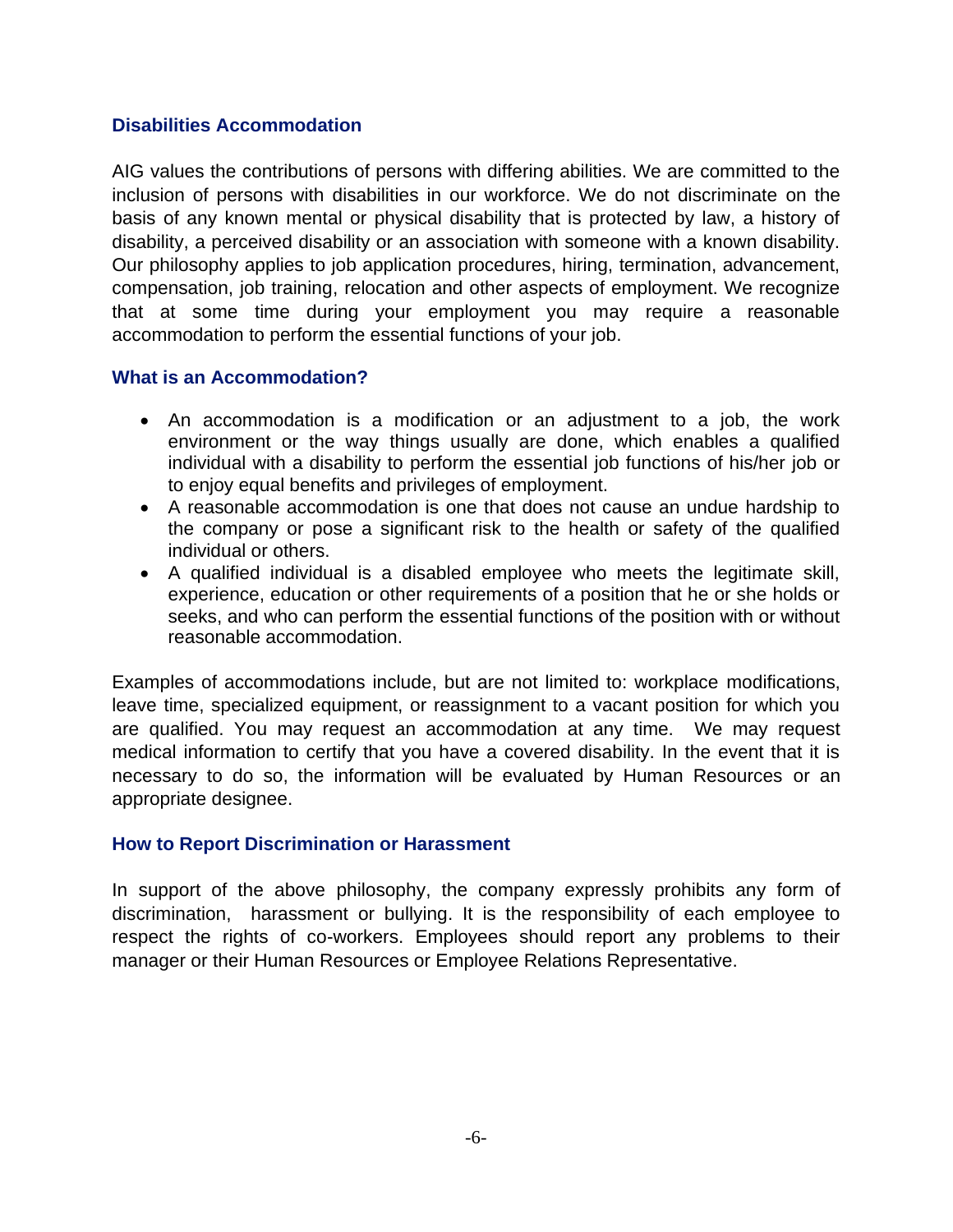## Disabilities Accommodation

AIG values the contributions of persons with differing abilities. We are committed to the inclusion of persons with disabilities in our workforce. We do not discriminate on the basis of any known mental or physical disability that is protected by law, a history of disability, a perceived disability or an association with someone with a known disability. Our philosophy applies to job application procedures, hiring, termination, advancement, compensation, job training, relocation and other aspects of employment. We recognize that at some time during your employment you may require a reasonable accommodation to perform the essential functions of your job.

## What is an Accommodation?

- An accommodation is a modification or an adjustment to a job, the work environment or the way things usually are done, which enables a qualified individual with a disability to perform the essential job functions of his/her job or to enjoy equal benefits and privileges of employment.
- A reasonable accommodation is one that does not cause an undue hardship to the company or pose a significant risk to the health or safety of the qualified individual or others.
- A qualified individual is a disabled employee who meets the legitimate skill, experience, education or other requirements of a position that he or she holds or seeks, and who can perform the essential functions of the position with or without reasonable accommodation.

Examples of accommodations include, but are not limited to: workplace modifications, leave time, specialized equipment, or reassignment to a vacant position for which you are qualified. You may request an accommodation at any time. We may request medical information to certify that you have a covered disability. In the event that it is necessary to do so, the information will be evaluated by Human Resources or an appropriate designee.

## How to Report Discrimination or Harassment

In support of the above philosophy, the company expressly prohibits any form of discrimination, harassment or bullying. It is the responsibility of each employee to respect the rights of co-workers. Employees should report any problems to their manager or their Human Resources or Employee Relations Representative.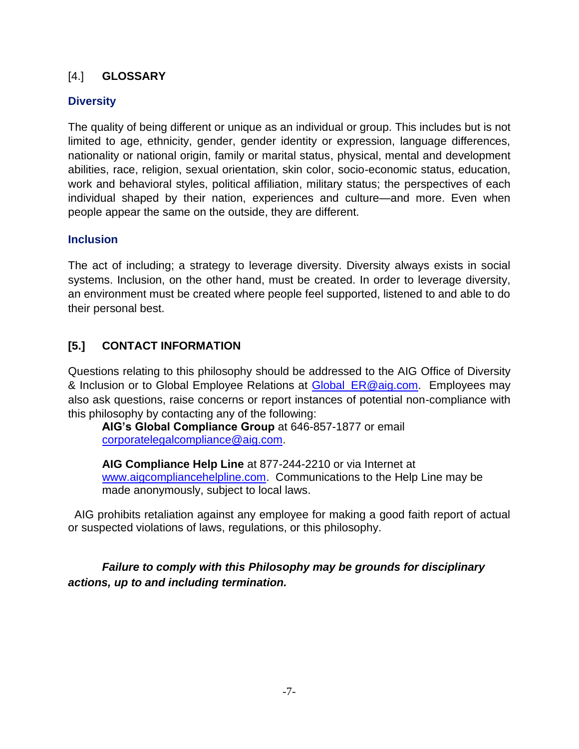## [4.] GLOSSARY

### Diversity

The quality of being different or unique as an individual or group. This includes but is not limited to age, ethnicity, gender, gender identity or expression, language differences, nationality or national origin, family or marital status, physical, mental and development abilities, race, religion, sexual orientation, skin color, socio-economic status, education, work and behavioral styles, political affiliation, military status; the perspectives of each individual shaped by their nation, experiences and culture—and more. Even when people appear the same on the outside, they are different.

### Inclusion

The act of including; a strategy to leverage diversity. Diversity always exists in social systems. Inclusion, on the other hand, must be created. In order to leverage diversity, an environment must be created where people feel supported, listened to and able to do their personal best.

## [5.] CONTACT INFORMATION

Questions relating to this philosophy should be addressed to the AIG Office of Diversity & Inclusion or to Global Employee Relations at Global_ER@aig.com. Employees may also ask questions, raise concerns or report instances of potential non-compliance with this philosophy by contacting any of the following:

**AIG's Global Compliance Group** at 646-857-1877 or email corporatelegalcompliance@aig.com.

**AIG Compliance Help Line** at 877-244-2210 or via Internet at www.aigcompliancehelpline.com. Communications to the Help Line may be made anonymously, subject to local laws.

AIG prohibits retaliation against any employee for making a good faith report of actual or suspected violations of laws, regulations, or this philosophy.

***Failure to comply with this Philosophy may be grounds for disciplinary actions, up to and including termination.***